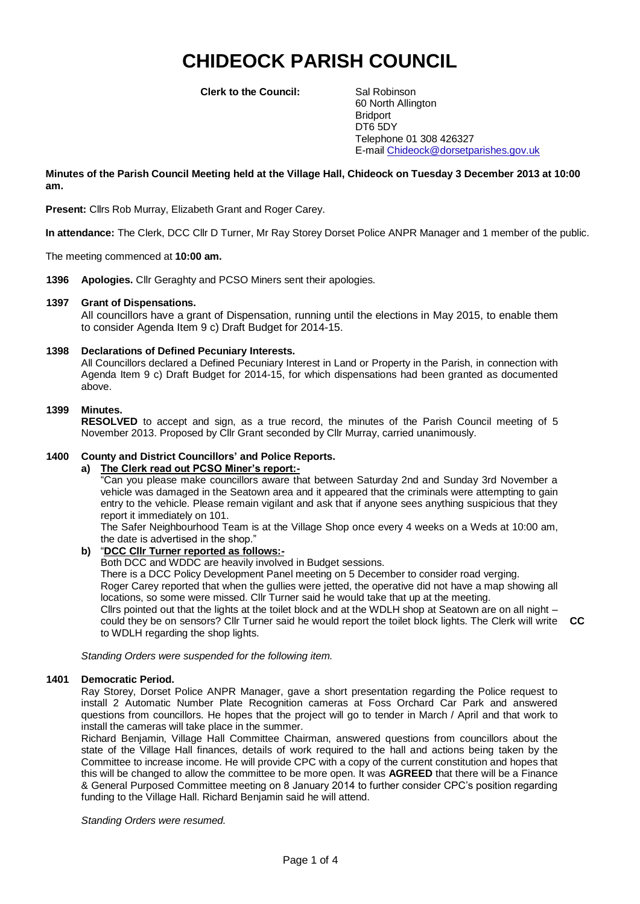# CHIDEOCK PARISH COUNCIL

**Clerk to the Council:** Sal Robinson
60 North Allington
Bridport
DT6 5DY
Telephone 01 308 426327
E-mail Chideock@dorsetparishes.gov.uk

**Minutes of the Parish Council Meeting held at the Village Hall, Chideock on Tuesday 3 December 2013 at 10:00 am.**

**Present:** Cllrs Rob Murray, Elizabeth Grant and Roger Carey.

**In attendance:** The Clerk, DCC Cllr D Turner, Mr Ray Storey Dorset Police ANPR Manager and 1 member of the public.

The meeting commenced at **10:00 am.**

**1396 Apologies.** Cllr Geraghty and PCSO Miners sent their apologies.

**1397 Grant of Dispensations.**
All councillors have a grant of Dispensation, running until the elections in May 2015, to enable them to consider Agenda Item 9 c) Draft Budget for 2014-15.

**1398 Declarations of Defined Pecuniary Interests.**
All Councillors declared a Defined Pecuniary Interest in Land or Property in the Parish, in connection with Agenda Item 9 c) Draft Budget for 2014-15, for which dispensations had been granted as documented above.

**1399 Minutes.**
**RESOLVED** to accept and sign, as a true record, the minutes of the Parish Council meeting of 5 November 2013. Proposed by Cllr Grant seconded by Cllr Murray, carried unanimously.

**1400 County and District Councillors' and Police Reports.**

**a) <u>The Clerk read out PCSO Miner's report:-</u>**
"Can you please make councillors aware that between Saturday 2nd and Sunday 3rd November a vehicle was damaged in the Seatown area and it appeared that the criminals were attempting to gain entry to the vehicle. Please remain vigilant and ask that if anyone sees anything suspicious that they report it immediately on 101.
The Safer Neighbourhood Team is at the Village Shop once every 4 weeks on a Weds at 10:00 am, the date is advertised in the shop."

**b)** "**<u>DCC Cllr Turner reported as follows:-</u>**
Both DCC and WDDC are heavily involved in Budget sessions.
There is a DCC Policy Development Panel meeting on 5 December to consider road verging.
Roger Carey reported that when the gullies were jetted, the operative did not have a map showing all locations, so some were missed. Cllr Turner said he would take that up at the meeting.
Cllrs pointed out that the lights at the toilet block and at the WDLH shop at Seatown are on all night – could they be on sensors? Cllr Turner said he would report the toilet block lights. The Clerk will write to WDLH regarding the shop lights. **CC**

*Standing Orders were suspended for the following item.*

**1401 Democratic Period.**
Ray Storey, Dorset Police ANPR Manager, gave a short presentation regarding the Police request to install 2 Automatic Number Plate Recognition cameras at Foss Orchard Car Park and answered questions from councillors. He hopes that the project will go to tender in March / April and that work to install the cameras will take place in the summer.
Richard Benjamin, Village Hall Committee Chairman, answered questions from councillors about the state of the Village Hall finances, details of work required to the hall and actions being taken by the Committee to increase income. He will provide CPC with a copy of the current constitution and hopes that this will be changed to allow the committee to be more open. It was **AGREED** that there will be a Finance & General Purposed Committee meeting on 8 January 2014 to further consider CPC's position regarding funding to the Village Hall. Richard Benjamin said he will attend.

*Standing Orders were resumed.*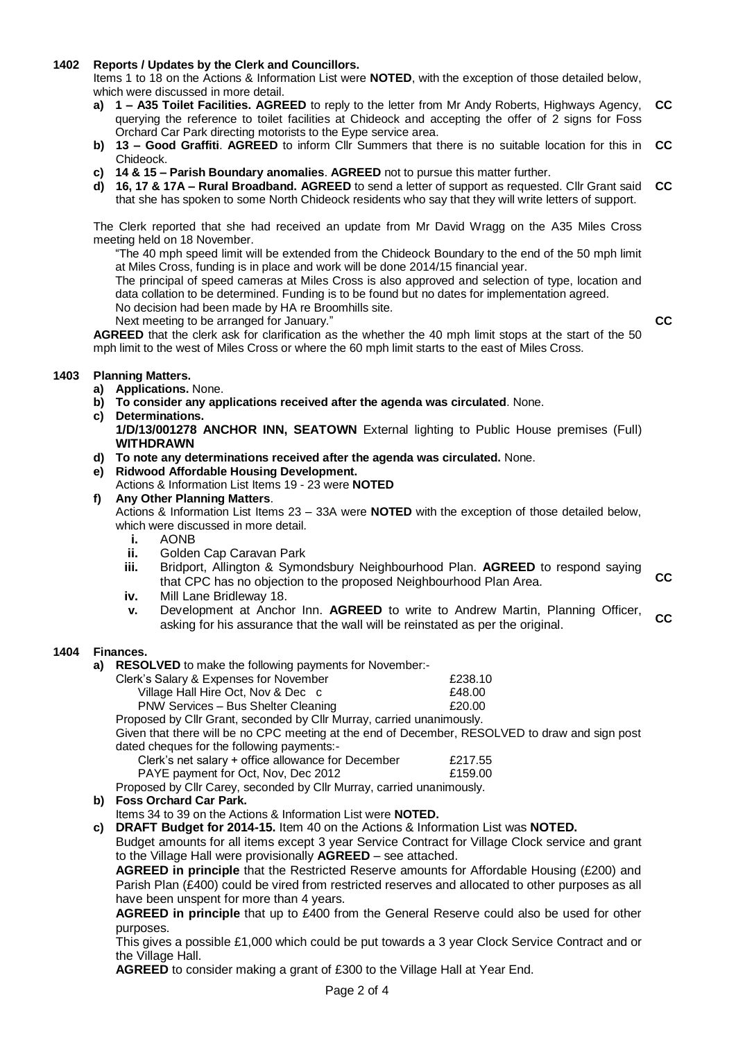**1402 Reports / Updates by the Clerk and Councillors.**

Items 1 to 18 on the Actions & Information List were **NOTED**, with the exception of those detailed below, which were discussed in more detail.

a) **1 – A35 Toilet Facilities. AGREED** to reply to the letter from Mr Andy Roberts, Highways Agency, querying the reference to toilet facilities at Chideock and accepting the offer of 2 signs for Foss Orchard Car Park directing motorists to the Eype service area. **CC**

b) **13 – Good Graffiti**. **AGREED** to inform Cllr Summers that there is no suitable location for this in Chideock. **CC**

c) **14 & 15 – Parish Boundary anomalies**. **AGREED** not to pursue this matter further.

d) **16, 17 & 17A – Rural Broadband. AGREED** to send a letter of support as requested. Cllr Grant said that she has spoken to some North Chideock residents who say that they will write letters of support. **CC**

The Clerk reported that she had received an update from Mr David Wragg on the A35 Miles Cross meeting held on 18 November.

"The 40 mph speed limit will be extended from the Chideock Boundary to the end of the 50 mph limit at Miles Cross, funding is in place and work will be done 2014/15 financial year.
The principal of speed cameras at Miles Cross is also approved and selection of type, location and data collation to be determined. Funding is to be found but no dates for implementation agreed.
No decision had been made by HA re Broomhills site.
Next meeting to be arranged for January."

**AGREED** that the clerk ask for clarification as the whether the 40 mph limit stops at the start of the 50 mph limit to the west of Miles Cross or where the 60 mph limit starts to the east of Miles Cross. **CC**

**1403 Planning Matters.**

a) **Applications.** None.

b) **To consider any applications received after the agenda was circulated**. None.

c) **Determinations.**
**1/D/13/001278 ANCHOR INN, SEATOWN** External lighting to Public House premises (Full) **WITHDRAWN**

d) **To note any determinations received after the agenda was circulated.** None.

e) **Ridwood Affordable Housing Development.**
Actions & Information List Items 19 - 23 were **NOTED**

f) **Any Other Planning Matters**.
Actions & Information List Items 23 – 33A were **NOTED** with the exception of those detailed below, which were discussed in more detail.

i. AONB
ii. Golden Cap Caravan Park
iii. Bridport, Allington & Symondsbury Neighbourhood Plan. **AGREED** to respond saying that CPC has no objection to the proposed Neighbourhood Plan Area. **CC**
iv. Mill Lane Bridleway 18.
v. Development at Anchor Inn. **AGREED** to write to Andrew Martin, Planning Officer, asking for his assurance that the wall will be reinstated as per the original. **CC**

**1404 Finances.**

a) **RESOLVED** to make the following payments for November:-

| | |
|---|---|
| Clerk's Salary & Expenses for November | £238.10 |
| Village Hall Hire Oct, Nov & Dec c | £48.00 |
| PNW Services – Bus Shelter Cleaning | £20.00 |

Proposed by Cllr Grant, seconded by Cllr Murray, carried unanimously.

Given that there will be no CPC meeting at the end of December, RESOLVED to draw and sign post dated cheques for the following payments:-

| | |
|---|---|
| Clerk's net salary + office allowance for December | £217.55 |
| PAYE payment for Oct, Nov, Dec 2012 | £159.00 |

Proposed by Cllr Carey, seconded by Cllr Murray, carried unanimously.

b) **Foss Orchard Car Park.**
Items 34 to 39 on the Actions & Information List were **NOTED.**

c) **DRAFT Budget for 2014-15.** Item 40 on the Actions & Information List was **NOTED.**
Budget amounts for all items except 3 year Service Contract for Village Clock service and grant to the Village Hall were provisionally **AGREED** – see attached.

**AGREED in principle** that the Restricted Reserve amounts for Affordable Housing (£200) and Parish Plan (£400) could be vired from restricted reserves and allocated to other purposes as all have been unspent for more than 4 years.

**AGREED in principle** that up to £400 from the General Reserve could also be used for other purposes.

This gives a possible £1,000 which could be put towards a 3 year Clock Service Contract and or the Village Hall.

**AGREED** to consider making a grant of £300 to the Village Hall at Year End.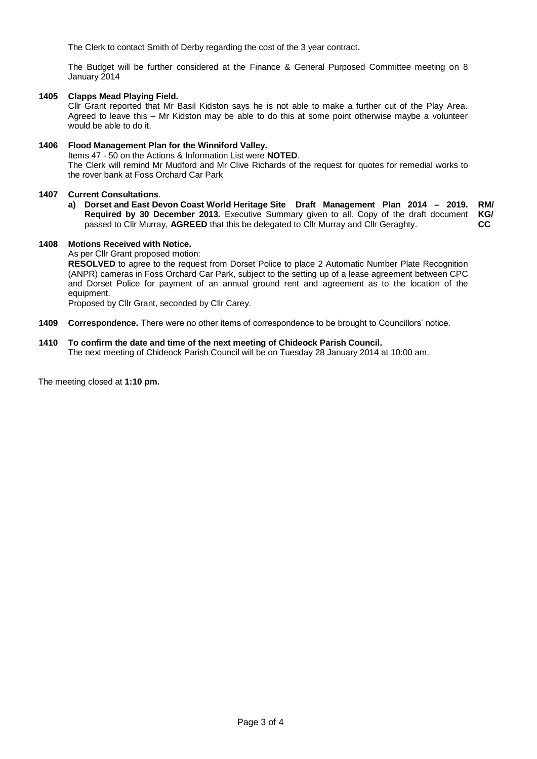The Clerk to contact Smith of Derby regarding the cost of the 3 year contract.

The Budget will be further considered at the Finance & General Purposed Committee meeting on 8 January 2014

**1405 Clapps Mead Playing Field.**

Cllr Grant reported that Mr Basil Kidston says he is not able to make a further cut of the Play Area. Agreed to leave this – Mr Kidston may be able to do this at some point otherwise maybe a volunteer would be able to do it.

**1406 Flood Management Plan for the Winniford Valley.**

Items 47 - 50 on the Actions & Information List were **NOTED**.

The Clerk will remind Mr Mudford and Mr Clive Richards of the request for quotes for remedial works to the rover bank at Foss Orchard Car Park

**1407 Current Consultations**.

a) **Dorset and East Devon Coast World Heritage Site Draft Management Plan 2014 – 2019. Required by 30 December 2013.** Executive Summary given to all. Copy of the draft document passed to Cllr Murray, **AGREED** that this be delegated to Cllr Murray and Cllr Geraghty. **RM/ KG/ CC**

**1408 Motions Received with Notice.**

As per Cllr Grant proposed motion:

**RESOLVED** to agree to the request from Dorset Police to place 2 Automatic Number Plate Recognition (ANPR) cameras in Foss Orchard Car Park, subject to the setting up of a lease agreement between CPC and Dorset Police for payment of an annual ground rent and agreement as to the location of the equipment.

Proposed by Cllr Grant, seconded by Cllr Carey.

**1409 Correspondence.** There were no other items of correspondence to be brought to Councillors' notice.

**1410 To confirm the date and time of the next meeting of Chideock Parish Council.**

The next meeting of Chideock Parish Council will be on Tuesday 28 January 2014 at 10:00 am.

The meeting closed at **1:10 pm.**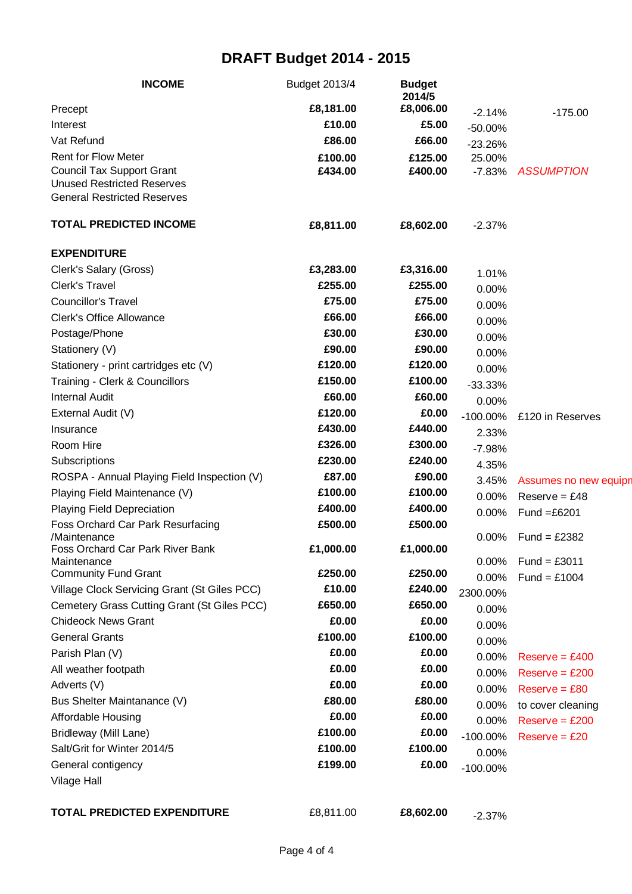# DRAFT Budget 2014 - 2015

| INCOME | Budget 2013/4 | Budget 2014/5 | | |
|---|---|---|---|---|
| Precept | £8,181.00 | £8,006.00 | -2.14% | -175.00 |
| Interest | £10.00 | £5.00 | -50.00% | |
| Vat Refund | £86.00 | £66.00 | -23.26% | |
| Rent for Flow Meter | £100.00 | £125.00 | 25.00% | |
| Council Tax Support Grant | £434.00 | £400.00 | -7.83% | *ASSUMPTION* |
| Unused Restricted Reserves | | | | |
| General Restricted Reserves | | | | |
| **TOTAL PREDICTED INCOME** | £8,811.00 | £8,602.00 | -2.37% | |
| **EXPENDITURE** | | | | |
| Clerk's Salary (Gross) | £3,283.00 | £3,316.00 | 1.01% | |
| Clerk's Travel | £255.00 | £255.00 | 0.00% | |
| Councillor's Travel | £75.00 | £75.00 | 0.00% | |
| Clerk's Office Allowance | £66.00 | £66.00 | 0.00% | |
| Postage/Phone | £30.00 | £30.00 | 0.00% | |
| Stationery (V) | £90.00 | £90.00 | 0.00% | |
| Stationery - print cartridges etc (V) | £120.00 | £120.00 | 0.00% | |
| Training - Clerk & Councillors | £150.00 | £100.00 | -33.33% | |
| Internal Audit | £60.00 | £60.00 | 0.00% | |
| External Audit (V) | £120.00 | £0.00 | -100.00% | £120 in Reserves |
| Insurance | £430.00 | £440.00 | 2.33% | |
| Room Hire | £326.00 | £300.00 | -7.98% | |
| Subscriptions | £230.00 | £240.00 | 4.35% | |
| ROSPA - Annual Playing Field Inspection (V) | £87.00 | £90.00 | 3.45% | Assumes no new equipn |
| Playing Field Maintenance (V) | £100.00 | £100.00 | 0.00% | Reserve = £48 |
| Playing Field Depreciation | £400.00 | £400.00 | 0.00% | Fund =£6201 |
| Foss Orchard Car Park Resurfacing /Maintenance | £500.00 | £500.00 | 0.00% | Fund = £2382 |
| Foss Orchard Car Park River Bank Maintenance | £1,000.00 | £1,000.00 | 0.00% | Fund = £3011 |
| Community Fund Grant | £250.00 | £250.00 | 0.00% | Fund = £1004 |
| Village Clock Servicing Grant (St Giles PCC) | £10.00 | £240.00 | 2300.00% | |
| Cemetery Grass Cutting Grant (St Giles PCC) | £650.00 | £650.00 | 0.00% | |
| Chideock News Grant | £0.00 | £0.00 | 0.00% | |
| General Grants | £100.00 | £100.00 | 0.00% | |
| Parish Plan (V) | £0.00 | £0.00 | 0.00% | Reserve = £400 |
| All weather footpath | £0.00 | £0.00 | 0.00% | Reserve = £200 |
| Adverts (V) | £0.00 | £0.00 | 0.00% | Reserve = £80 |
| Bus Shelter Maintanance (V) | £80.00 | £80.00 | 0.00% | to cover cleaning |
| Affordable Housing | £0.00 | £0.00 | 0.00% | Reserve = £200 |
| Bridleway (Mill Lane) | £100.00 | £0.00 | -100.00% | Reserve = £20 |
| Salt/Grit for Winter 2014/5 | £100.00 | £100.00 | 0.00% | |
| General contigency | £199.00 | £0.00 | -100.00% | |
| Vilage Hall | | | | |
| **TOTAL PREDICTED EXPENDITURE** | £8,811.00 | £8,602.00 | -2.37% | |